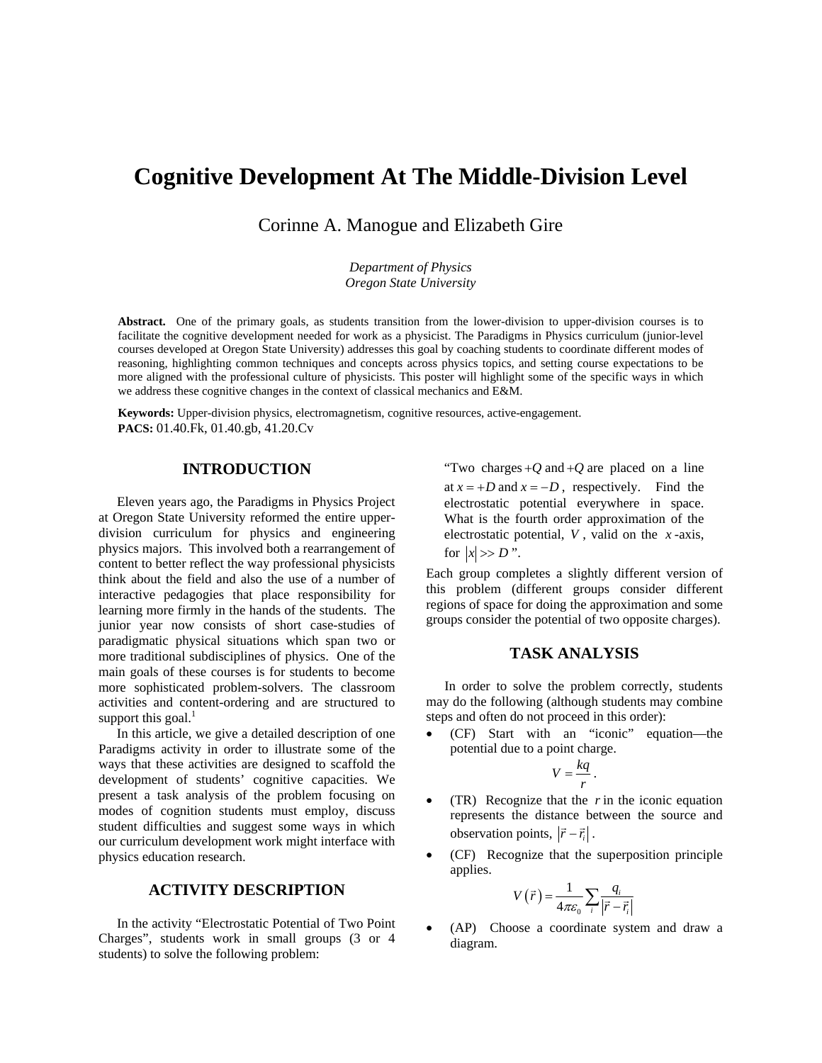# Cognitive Development At The Middle-Division Level

Corinne A. Manogue and Elizabeth Gire

*Department of Physics*
*Oregon State University*

**Abstract.** One of the primary goals, as students transition from the lower-division to upper-division courses is to facilitate the cognitive development needed for work as a physicist. The Paradigms in Physics curriculum (junior-level courses developed at Oregon State University) addresses this goal by coaching students to coordinate different modes of reasoning, highlighting common techniques and concepts across physics topics, and setting course expectations to be more aligned with the professional culture of physicists. This poster will highlight some of the specific ways in which we address these cognitive changes in the context of classical mechanics and E&M.

**Keywords:** Upper-division physics, electromagnetism, cognitive resources, active-engagement.
**PACS:** 01.40.Fk, 01.40.gb, 41.20.Cv

## INTRODUCTION

Eleven years ago, the Paradigms in Physics Project at Oregon State University reformed the entire upper-division curriculum for physics and engineering physics majors. This involved both a rearrangement of content to better reflect the way professional physicists think about the field and also the use of a number of interactive pedagogies that place responsibility for learning more firmly in the hands of the students. The junior year now consists of short case-studies of paradigmatic physical situations which span two or more traditional subdisciplines of physics. One of the main goals of these courses is for students to become more sophisticated problem-solvers. The classroom activities and content-ordering and are structured to support this goal.[1]

In this article, we give a detailed description of one Paradigms activity in order to illustrate some of the ways that these activities are designed to scaffold the development of students' cognitive capacities. We present a task analysis of the problem focusing on modes of cognition students must employ, discuss student difficulties and suggest some ways in which our curriculum development work might interface with physics education research.

## ACTIVITY DESCRIPTION

In the activity "Electrostatic Potential of Two Point Charges", students work in small groups (3 or 4 students) to solve the following problem:

> "Two charges $+Q$ and $+Q$ are placed on a line at $x = +D$ and $x = -D$, respectively. Find the electrostatic potential everywhere in space. What is the fourth order approximation of the electrostatic potential, $V$, valid on the $x$-axis, for $|x| >> D$".

Each group completes a slightly different version of this problem (different groups consider different regions of space for doing the approximation and some groups consider the potential of two opposite charges).

## TASK ANALYSIS

In order to solve the problem correctly, students may do the following (although students may combine steps and often do not proceed in this order):

- (CF) Start with an "iconic" equation—the potential due to a point charge.

$$V = \frac{kq}{r}.$$

- (TR) Recognize that the $r$ in the iconic equation represents the distance between the source and observation points, $|\vec{r} - \vec{r}_i|$.
- (CF) Recognize that the superposition principle applies.

$$V(\vec{r}) = \frac{1}{4\pi\varepsilon_0} \sum_i \frac{q_i}{|\vec{r} - \vec{r}_i|}$$

- (AP) Choose a coordinate system and draw a diagram.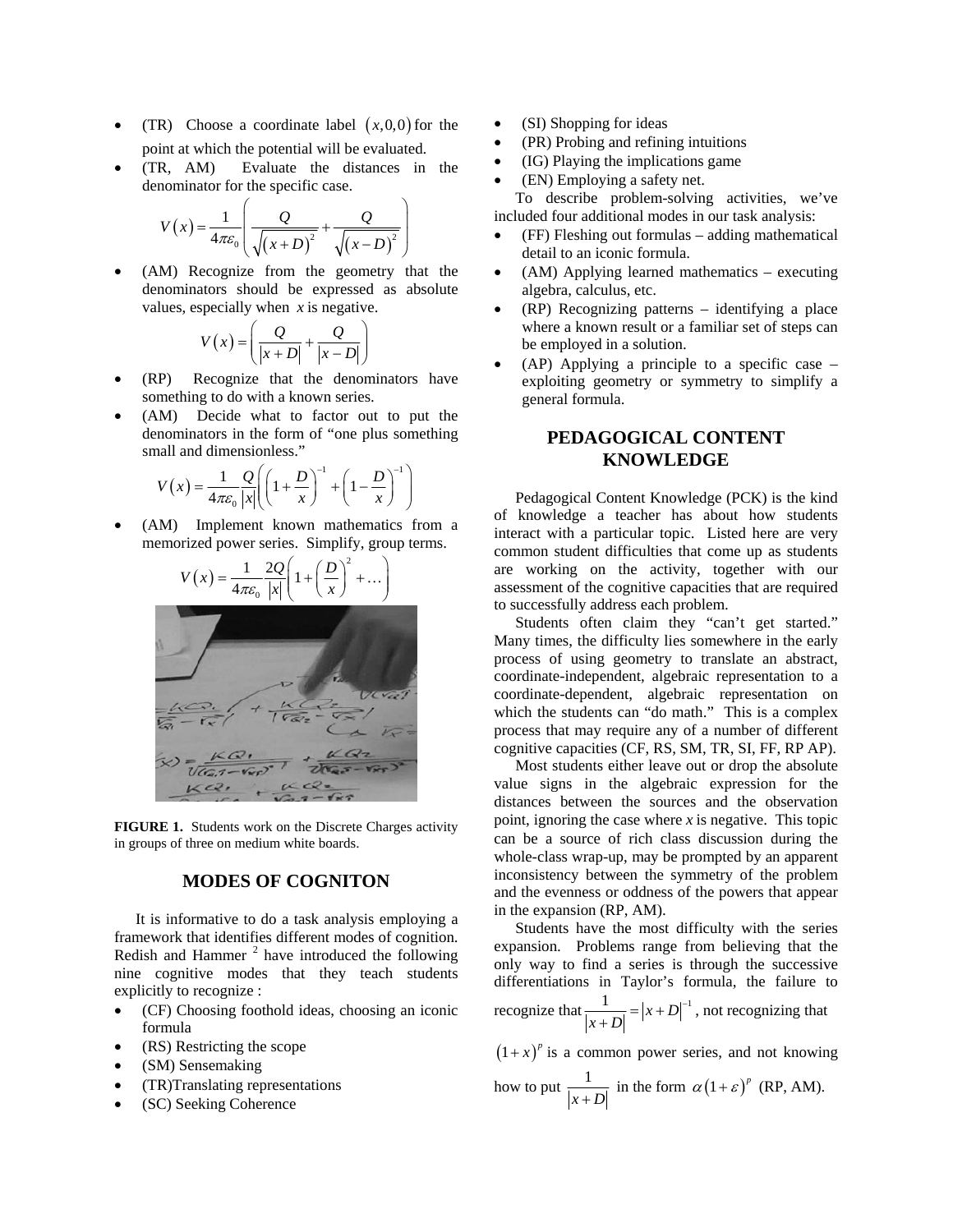- (TR) Choose a coordinate label $(x,0,0)$ for the point at which the potential will be evaluated.
- (TR, AM) Evaluate the distances in the denominator for the specific case.

$$V(x) = \frac{1}{4\pi\varepsilon_0}\left(\frac{Q}{\sqrt{(x+D)^2}} + \frac{Q}{\sqrt{(x-D)^2}}\right)$$

- (AM) Recognize from the geometry that the denominators should be expressed as absolute values, especially when $x$ is negative.

$$V(x) = \left(\frac{Q}{|x+D|} + \frac{Q}{|x-D|}\right)$$

- (RP) Recognize that the denominators have something to do with a known series.
- (AM) Decide what to factor out to put the denominators in the form of "one plus something small and dimensionless."

$$V(x) = \frac{1}{4\pi\varepsilon_0}\frac{Q}{|x|}\left(\left(1+\frac{D}{x}\right)^{-1} + \left(1-\frac{D}{x}\right)^{-1}\right)$$

- (AM) Implement known mathematics from a memorized power series. Simplify, group terms.

$$V(x) = \frac{1}{4\pi\varepsilon_0}\frac{2Q}{|x|}\left(1+\left(\frac{D}{x}\right)^2 + \ldots\right)$$

**FIGURE 1.** Students work on the Discrete Charges activity in groups of three on medium white boards.

## MODES OF COGNITON

It is informative to do a task analysis employing a framework that identifies different modes of cognition. Redish and Hammer [2] have introduced the following nine cognitive modes that they teach students explicitly to recognize :

- (CF) Choosing foothold ideas, choosing an iconic formula
- (RS) Restricting the scope
- (SM) Sensemaking
- (TR)Translating representations
- (SC) Seeking Coherence
- (SI) Shopping for ideas
- (PR) Probing and refining intuitions
- (IG) Playing the implications game
- (EN) Employing a safety net.

To describe problem-solving activities, we've included four additional modes in our task analysis:

- (FF) Fleshing out formulas – adding mathematical detail to an iconic formula.
- (AM) Applying learned mathematics – executing algebra, calculus, etc.
- (RP) Recognizing patterns – identifying a place where a known result or a familiar set of steps can be employed in a solution.
- (AP) Applying a principle to a specific case – exploiting geometry or symmetry to simplify a general formula.

## PEDAGOGICAL CONTENT KNOWLEDGE

Pedagogical Content Knowledge (PCK) is the kind of knowledge a teacher has about how students interact with a particular topic. Listed here are very common student difficulties that come up as students are working on the activity, together with our assessment of the cognitive capacities that are required to successfully address each problem.

Students often claim they "can't get started." Many times, the difficulty lies somewhere in the early process of using geometry to translate an abstract, coordinate-independent, algebraic representation to a coordinate-dependent, algebraic representation on which the students can "do math." This is a complex process that may require any of a number of different cognitive capacities (CF, RS, SM, TR, SI, FF, RP AP).

Most students either leave out or drop the absolute value signs in the algebraic expression for the distances between the sources and the observation point, ignoring the case where *x* is negative. This topic can be a source of rich class discussion during the whole-class wrap-up, may be prompted by an apparent inconsistency between the symmetry of the problem and the evenness or oddness of the powers that appear in the expansion (RP, AM).

Students have the most difficulty with the series expansion. Problems range from believing that the only way to find a series is through the successive differentiations in Taylor's formula, the failure to recognize that $\frac{1}{|x+D|} = |x+D|^{-1}$, not recognizing that $(1+x)^p$ is a common power series, and not knowing how to put $\frac{1}{|x+D|}$ in the form $\alpha(1+\varepsilon)^p$ (RP, AM).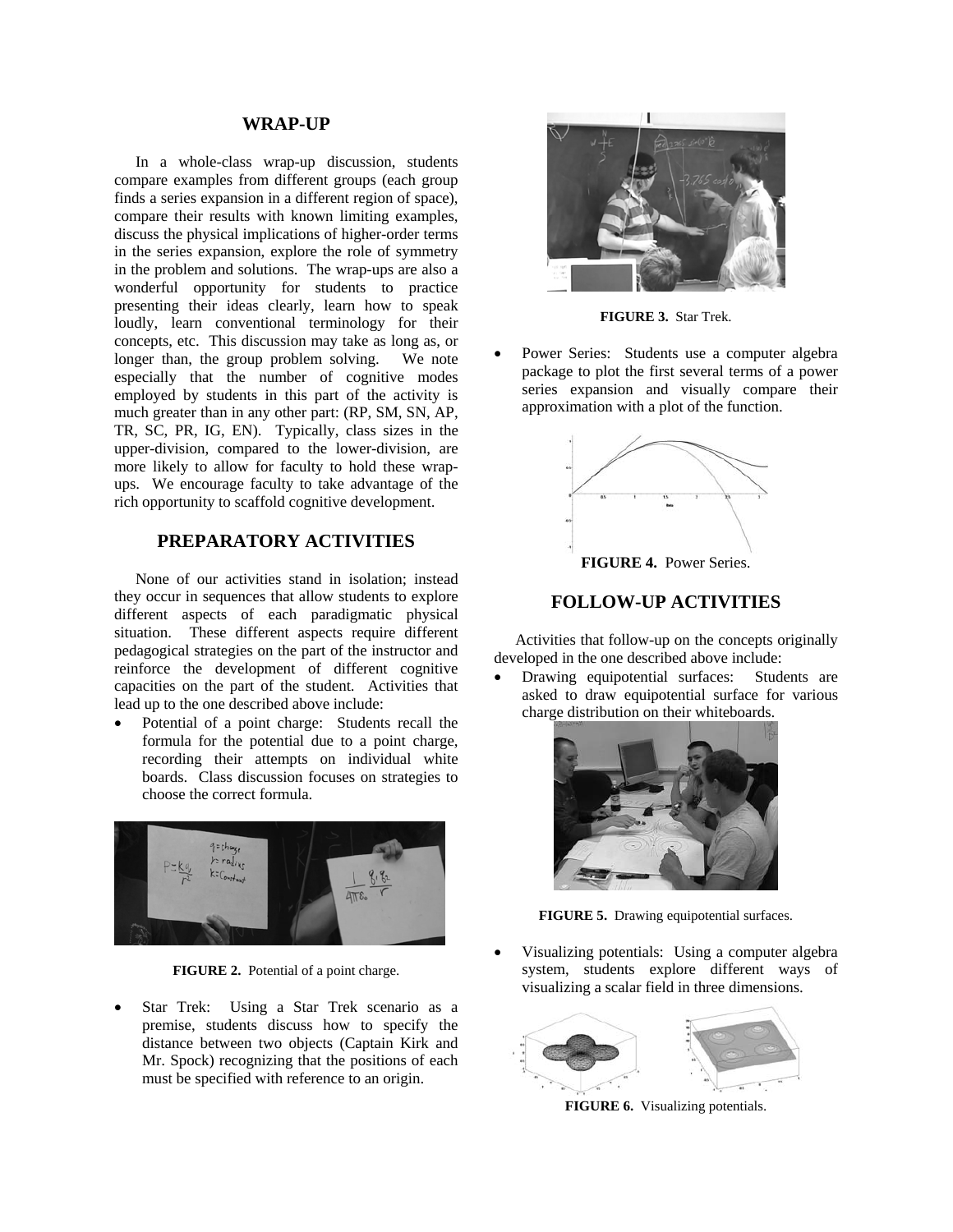## WRAP-UP

In a whole-class wrap-up discussion, students compare examples from different groups (each group finds a series expansion in a different region of space), compare their results with known limiting examples, discuss the physical implications of higher-order terms in the series expansion, explore the role of symmetry in the problem and solutions. The wrap-ups are also a wonderful opportunity for students to practice presenting their ideas clearly, learn how to speak loudly, learn conventional terminology for their concepts, etc. This discussion may take as long as, or longer than, the group problem solving. We note especially that the number of cognitive modes employed by students in this part of the activity is much greater than in any other part: (RP, SM, SN, AP, TR, SC, PR, IG, EN). Typically, class sizes in the upper-division, compared to the lower-division, are more likely to allow for faculty to hold these wrap-ups. We encourage faculty to take advantage of the rich opportunity to scaffold cognitive development.

## PREPARATORY ACTIVITIES

None of our activities stand in isolation; instead they occur in sequences that allow students to explore different aspects of each paradigmatic physical situation. These different aspects require different pedagogical strategies on the part of the instructor and reinforce the development of different cognitive capacities on the part of the student. Activities that lead up to the one described above include:

- Potential of a point charge: Students recall the formula for the potential due to a point charge, recording their attempts on individual white boards. Class discussion focuses on strategies to choose the correct formula.

**FIGURE 2.** Potential of a point charge.

- Star Trek: Using a Star Trek scenario as a premise, students discuss how to specify the distance between two objects (Captain Kirk and Mr. Spock) recognizing that the positions of each must be specified with reference to an origin.

**FIGURE 3.** Star Trek.

- Power Series: Students use a computer algebra package to plot the first several terms of a power series expansion and visually compare their approximation with a plot of the function.

**FIGURE 4.** Power Series.

## FOLLOW-UP ACTIVITIES

Activities that follow-up on the concepts originally developed in the one described above include:

- Drawing equipotential surfaces: Students are asked to draw equipotential surface for various charge distribution on their whiteboards.

**FIGURE 5.** Drawing equipotential surfaces.

- Visualizing potentials: Using a computer algebra system, students explore different ways of visualizing a scalar field in three dimensions.

**FIGURE 6.** Visualizing potentials.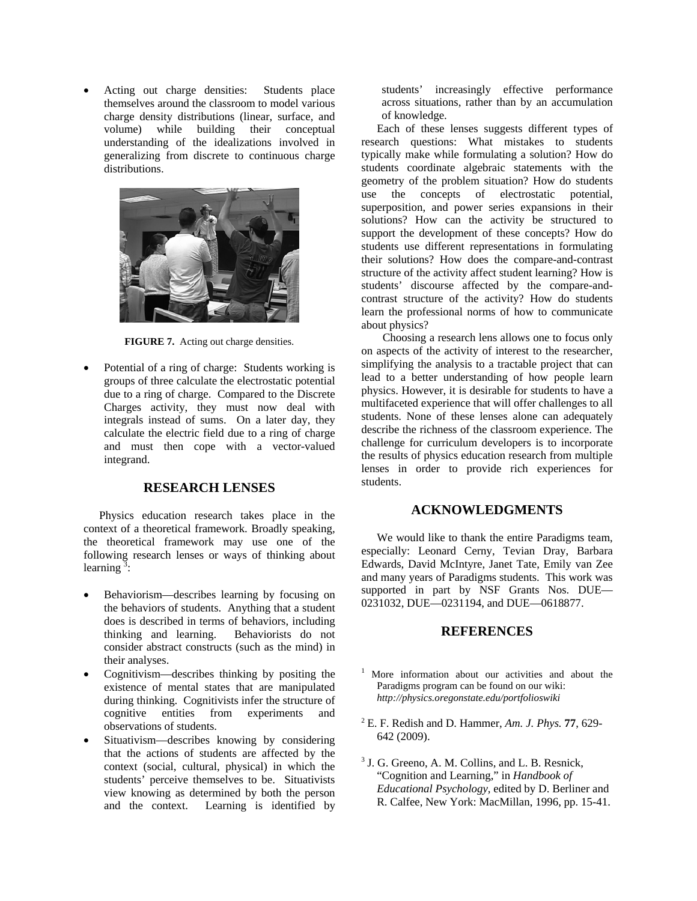- Acting out charge densities: Students place themselves around the classroom to model various charge density distributions (linear, surface, and volume) while building their conceptual understanding of the idealizations involved in generalizing from discrete to continuous charge distributions.

**FIGURE 7.** Acting out charge densities.

- Potential of a ring of charge: Students working is groups of three calculate the electrostatic potential due to a ring of charge. Compared to the Discrete Charges activity, they must now deal with integrals instead of sums. On a later day, they calculate the electric field due to a ring of charge and must then cope with a vector-valued integrand.

## RESEARCH LENSES

Physics education research takes place in the context of a theoretical framework. Broadly speaking, the theoretical framework may use one of the following research lenses or ways of thinking about learning [3]:

- Behaviorism—describes learning by focusing on the behaviors of students. Anything that a student does is described in terms of behaviors, including thinking and learning. Behaviorists do not consider abstract constructs (such as the mind) in their analyses.
- Cognitivism—describes thinking by positing the existence of mental states that are manipulated during thinking. Cognitivists infer the structure of cognitive entities from experiments and observations of students.
- Situativism—describes knowing by considering that the actions of students are affected by the context (social, cultural, physical) in which the students' perceive themselves to be. Situativists view knowing as determined by both the person and the context. Learning is identified by students' increasingly effective performance across situations, rather than by an accumulation of knowledge.

Each of these lenses suggests different types of research questions: What mistakes to students typically make while formulating a solution? How do students coordinate algebraic statements with the geometry of the problem situation? How do students use the concepts of electrostatic potential, superposition, and power series expansions in their solutions? How can the activity be structured to support the development of these concepts? How do students use different representations in formulating their solutions? How does the compare-and-contrast structure of the activity affect student learning? How is students' discourse affected by the compare-and-contrast structure of the activity? How do students learn the professional norms of how to communicate about physics?

Choosing a research lens allows one to focus only on aspects of the activity of interest to the researcher, simplifying the analysis to a tractable project that can lead to a better understanding of how people learn physics. However, it is desirable for students to have a multifaceted experience that will offer challenges to all students. None of these lenses alone can adequately describe the richness of the classroom experience. The challenge for curriculum developers is to incorporate the results of physics education research from multiple lenses in order to provide rich experiences for students.

## ACKNOWLEDGMENTS

We would like to thank the entire Paradigms team, especially: Leonard Cerny, Tevian Dray, Barbara Edwards, David McIntyre, Janet Tate, Emily van Zee and many years of Paradigms students. This work was supported in part by NSF Grants Nos. DUE—0231032, DUE—0231194, and DUE—0618877.

## REFERENCES

1. More information about our activities and about the Paradigms program can be found on our wiki: *http://physics.oregonstate.edu/portfolioswiki*
2. E. F. Redish and D. Hammer, *Am. J. Phys.* **77**, 629-642 (2009).
3. J. G. Greeno, A. M. Collins, and L. B. Resnick, "Cognition and Learning," in *Handbook of Educational Psychology*, edited by D. Berliner and R. Calfee, New York: MacMillan, 1996, pp. 15-41.